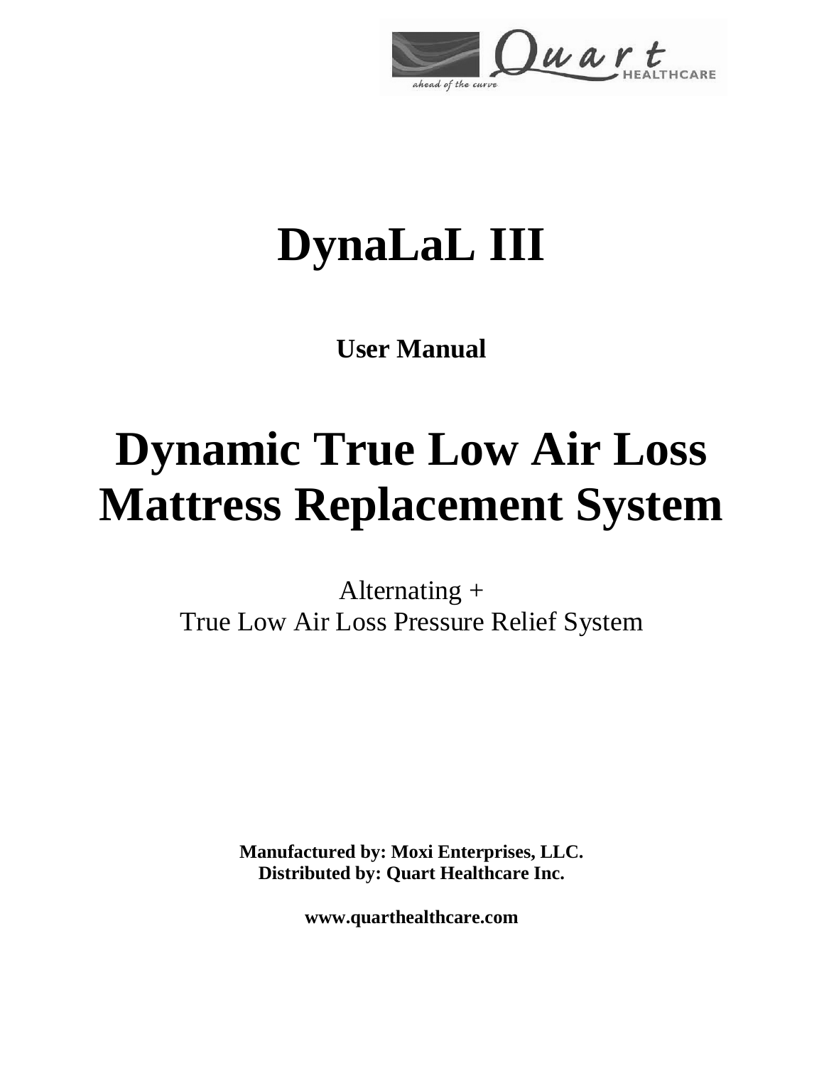Quart HEALTHCARE

*ahead of the curve*

# DynaLaL III

**User Manual**

# Dynamic True Low Air Loss Mattress Replacement System

Alternating +
True Low Air Loss Pressure Relief System

**Manufactured by: Moxi Enterprises, LLC.**
**Distributed by: Quart Healthcare Inc.**

**www.quarthealthcare.com**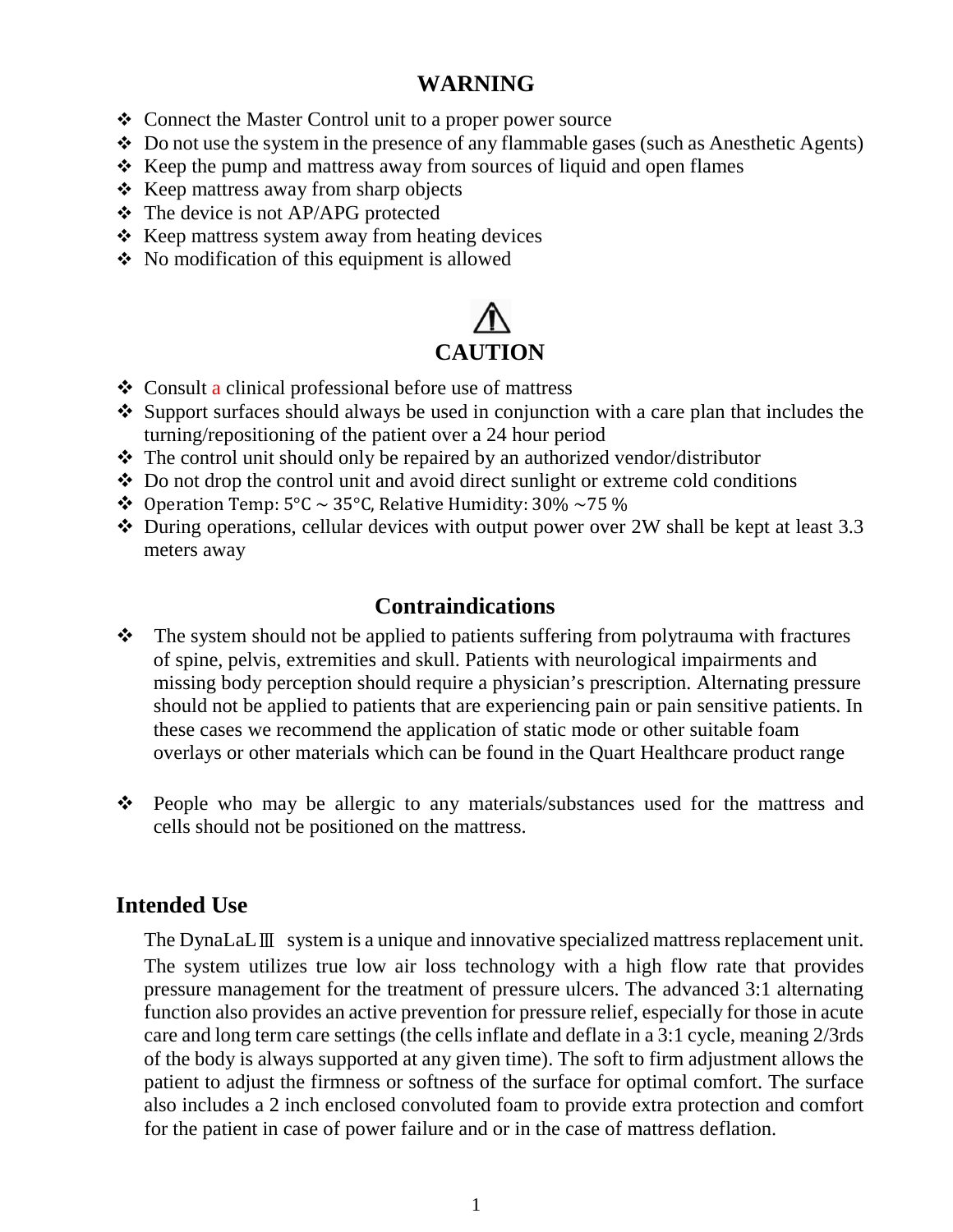## WARNING

- ❖ Connect the Master Control unit to a proper power source
- ❖ Do not use the system in the presence of any flammable gases (such as Anesthetic Agents)
- ❖ Keep the pump and mattress away from sources of liquid and open flames
- ❖ Keep mattress away from sharp objects
- ❖ The device is not AP/APG protected
- ❖ Keep mattress system away from heating devices
- ❖ No modification of this equipment is allowed

## CAUTION

- ❖ Consult a clinical professional before use of mattress
- ❖ Support surfaces should always be used in conjunction with a care plan that includes the turning/repositioning of the patient over a 24 hour period
- ❖ The control unit should only be repaired by an authorized vendor/distributor
- ❖ Do not drop the control unit and avoid direct sunlight or extreme cold conditions
- ❖ Operation Temp: 5°C ~ 35°C, Relative Humidity: 30% ~75 %
- ❖ During operations, cellular devices with output power over 2W shall be kept at least 3.3 meters away

## Contraindications

- ❖ The system should not be applied to patients suffering from polytrauma with fractures of spine, pelvis, extremities and skull. Patients with neurological impairments and missing body perception should require a physician's prescription. Alternating pressure should not be applied to patients that are experiencing pain or pain sensitive patients. In these cases we recommend the application of static mode or other suitable foam overlays or other materials which can be found in the Quart Healthcare product range

- ❖ People who may be allergic to any materials/substances used for the mattress and cells should not be positioned on the mattress.

## Intended Use

The DynaLaLⅢ system is a unique and innovative specialized mattress replacement unit. The system utilizes true low air loss technology with a high flow rate that provides pressure management for the treatment of pressure ulcers. The advanced 3:1 alternating function also provides an active prevention for pressure relief, especially for those in acute care and long term care settings (the cells inflate and deflate in a 3:1 cycle, meaning 2/3rds of the body is always supported at any given time). The soft to firm adjustment allows the patient to adjust the firmness or softness of the surface for optimal comfort. The surface also includes a 2 inch enclosed convoluted foam to provide extra protection and comfort for the patient in case of power failure and or in the case of mattress deflation.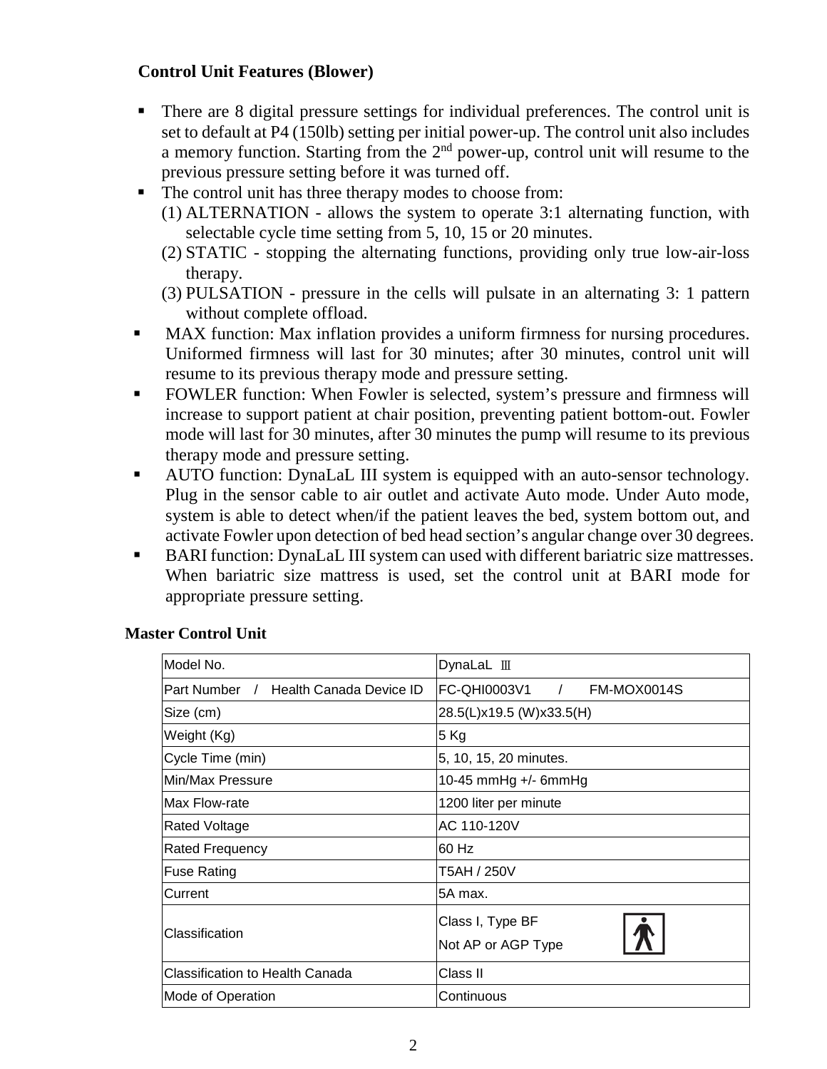## Control Unit Features (Blower)

- There are 8 digital pressure settings for individual preferences. The control unit is set to default at P4 (150lb) setting per initial power-up. The control unit also includes a memory function. Starting from the 2nd power-up, control unit will resume to the previous pressure setting before it was turned off.
- The control unit has three therapy modes to choose from:
  (1) ALTERNATION - allows the system to operate 3:1 alternating function, with selectable cycle time setting from 5, 10, 15 or 20 minutes.
  (2) STATIC - stopping the alternating functions, providing only true low-air-loss therapy.
  (3) PULSATION - pressure in the cells will pulsate in an alternating 3: 1 pattern without complete offload.
- MAX function: Max inflation provides a uniform firmness for nursing procedures. Uniformed firmness will last for 30 minutes; after 30 minutes, control unit will resume to its previous therapy mode and pressure setting.
- FOWLER function: When Fowler is selected, system's pressure and firmness will increase to support patient at chair position, preventing patient bottom-out. Fowler mode will last for 30 minutes, after 30 minutes the pump will resume to its previous therapy mode and pressure setting.
- AUTO function: DynaLaL III system is equipped with an auto-sensor technology. Plug in the sensor cable to air outlet and activate Auto mode. Under Auto mode, system is able to detect when/if the patient leaves the bed, system bottom out, and activate Fowler upon detection of bed head section's angular change over 30 degrees.
- BARI function: DynaLaL III system can used with different bariatric size mattresses. When bariatric size mattress is used, set the control unit at BARI mode for appropriate pressure setting.

## Master Control Unit

| Model No. | DynaLaL Ⅲ |
|---|---|
| Part Number / Health Canada Device ID | FC-QHI0003V1 / FM-MOX0014S |
| Size (cm) | 28.5(L)x19.5 (W)x33.5(H) |
| Weight (Kg) | 5 Kg |
| Cycle Time (min) | 5, 10, 15, 20 minutes. |
| Min/Max Pressure | 10-45 mmHg +/- 6mmHg |
| Max Flow-rate | 1200 liter per minute |
| Rated Voltage | AC 110-120V |
| Rated Frequency | 60 Hz |
| Fuse Rating | T5AH / 250V |
| Current | 5A max. |
| Classification | Class I, Type BF<br>Not AP or AGP Type |
| Classification to Health Canada | Class II |
| Mode of Operation | Continuous |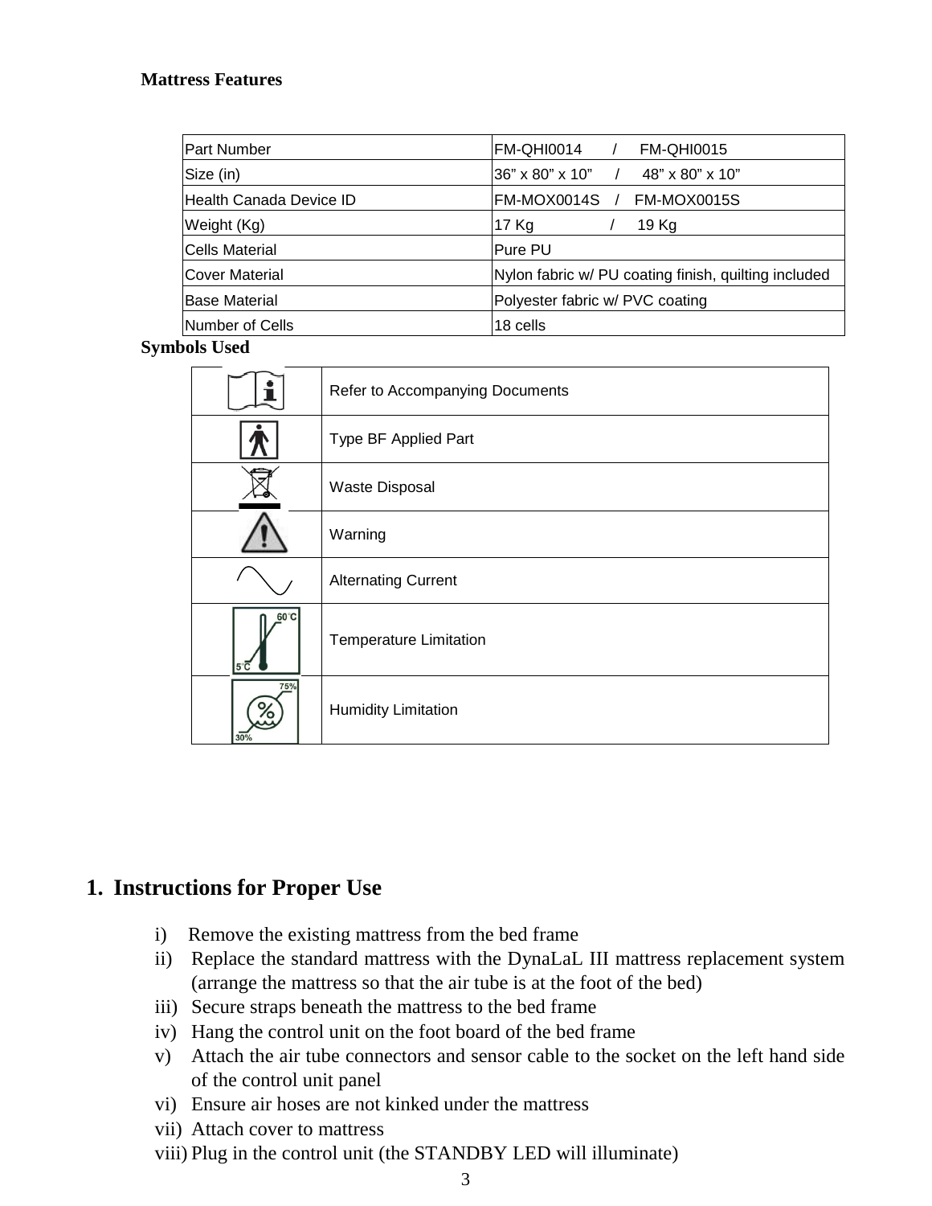**Mattress Features**

| Part Number | FM-QHI0014 / FM-QHI0015 |
|---|---|
| Size (in) | 36" x 80" x 10" / 48" x 80" x 10" |
| Health Canada Device ID | FM-MOX0014S / FM-MOX0015S |
| Weight (Kg) | 17 Kg / 19 Kg |
| Cells Material | Pure PU |
| Cover Material | Nylon fabric w/ PU coating finish, quilting included |
| Base Material | Polyester fabric w/ PVC coating |
| Number of Cells | 18 cells |

**Symbols Used**

| Symbol | Description |
|---|---|
| | Refer to Accompanying Documents |
| | Type BF Applied Part |
| | Waste Disposal |
| | Warning |
| | Alternating Current |
| 60°C / 5°C | Temperature Limitation |
| 75% / 30% | Humidity Limitation |

## 1. Instructions for Proper Use

i) Remove the existing mattress from the bed frame
ii) Replace the standard mattress with the DynaLaL III mattress replacement system (arrange the mattress so that the air tube is at the foot of the bed)
iii) Secure straps beneath the mattress to the bed frame
iv) Hang the control unit on the foot board of the bed frame
v) Attach the air tube connectors and sensor cable to the socket on the left hand side of the control unit panel
vi) Ensure air hoses are not kinked under the mattress
vii) Attach cover to mattress
viii) Plug in the control unit (the STANDBY LED will illuminate)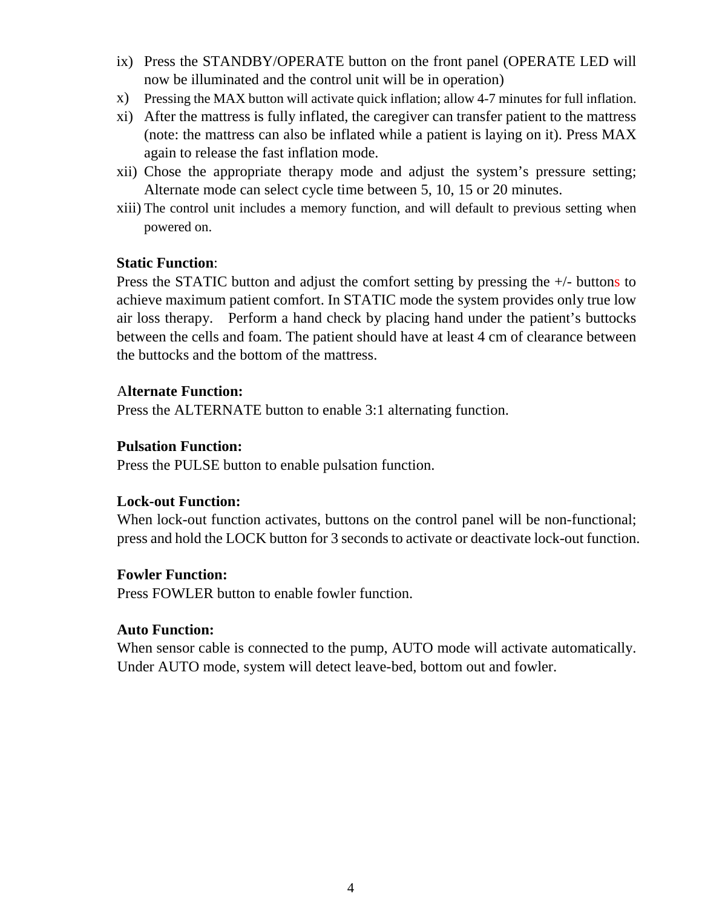ix) Press the STANDBY/OPERATE button on the front panel (OPERATE LED will now be illuminated and the control unit will be in operation)

x) Pressing the MAX button will activate quick inflation; allow 4-7 minutes for full inflation.

xi) After the mattress is fully inflated, the caregiver can transfer patient to the mattress (note: the mattress can also be inflated while a patient is laying on it). Press MAX again to release the fast inflation mode.

xii) Chose the appropriate therapy mode and adjust the system's pressure setting; Alternate mode can select cycle time between 5, 10, 15 or 20 minutes.

xiii) The control unit includes a memory function, and will default to previous setting when powered on.

**Static Function**:
Press the STATIC button and adjust the comfort setting by pressing the +/- buttons to achieve maximum patient comfort. In STATIC mode the system provides only true low air loss therapy. Perform a hand check by placing hand under the patient's buttocks between the cells and foam. The patient should have at least 4 cm of clearance between the buttocks and the bottom of the mattress.

**Alternate Function:**
Press the ALTERNATE button to enable 3:1 alternating function.

**Pulsation Function:**
Press the PULSE button to enable pulsation function.

**Lock-out Function:**
When lock-out function activates, buttons on the control panel will be non-functional; press and hold the LOCK button for 3 seconds to activate or deactivate lock-out function.

**Fowler Function:**
Press FOWLER button to enable fowler function.

**Auto Function:**
When sensor cable is connected to the pump, AUTO mode will activate automatically. Under AUTO mode, system will detect leave-bed, bottom out and fowler.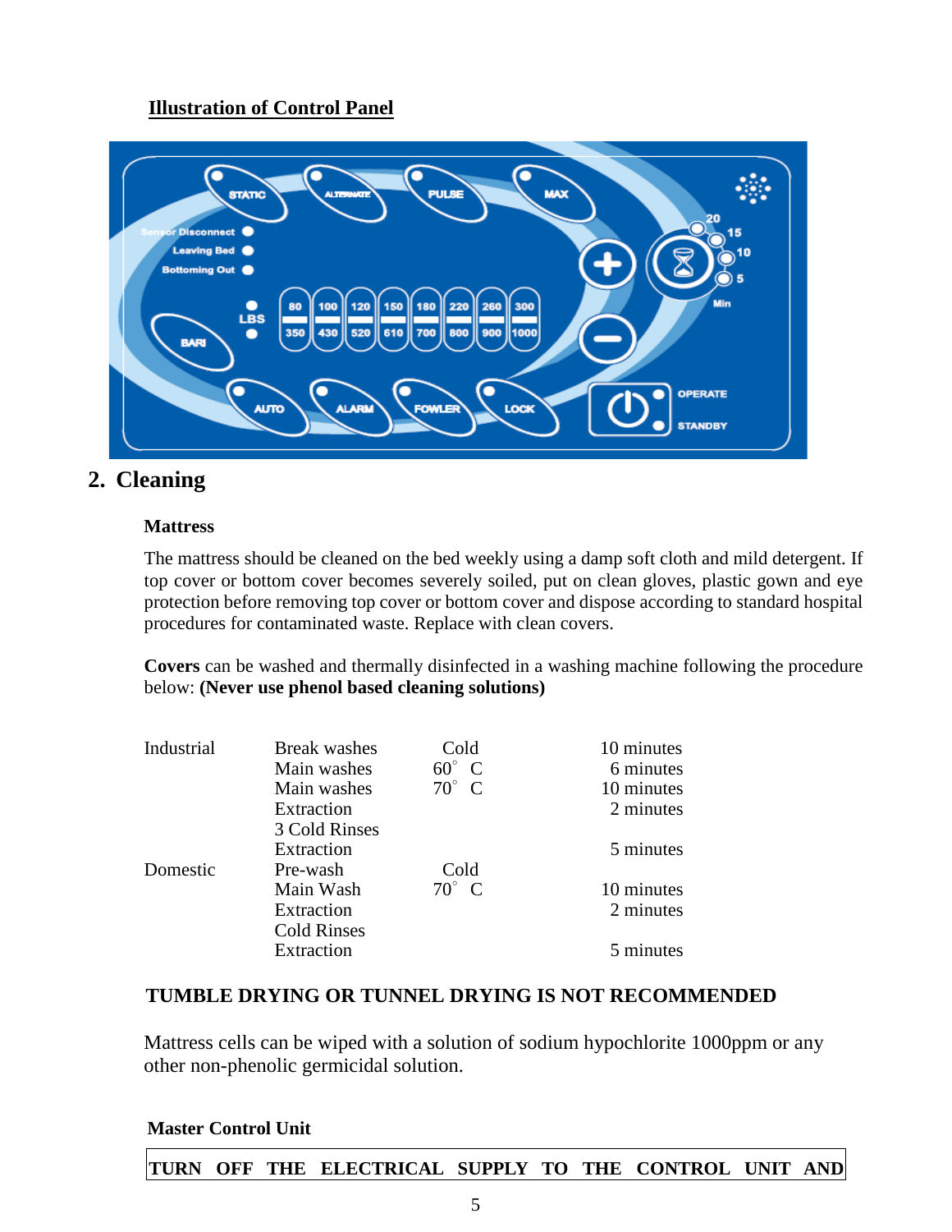**Illustration of Control Panel**

## 2. Cleaning

**Mattress**

The mattress should be cleaned on the bed weekly using a damp soft cloth and mild detergent. If top cover or bottom cover becomes severely soiled, put on clean gloves, plastic gown and eye protection before removing top cover or bottom cover and dispose according to standard hospital procedures for contaminated waste. Replace with clean covers.

**Covers** can be washed and thermally disinfected in a washing machine following the procedure below: **(Never use phenol based cleaning solutions)**

| | | | |
|---|---|---|---|
| Industrial | Break washes | Cold | 10 minutes |
| | Main washes | 60° C | 6 minutes |
| | Main washes | 70° C | 10 minutes |
| | Extraction | | 2 minutes |
| | 3 Cold Rinses | | |
| | Extraction | | 5 minutes |
| Domestic | Pre-wash | Cold | |
| | Main Wash | 70° C | 10 minutes |
| | Extraction | | 2 minutes |
| | Cold Rinses | | |
| | Extraction | | 5 minutes |

**TUMBLE DRYING OR TUNNEL DRYING IS NOT RECOMMENDED**

Mattress cells can be wiped with a solution of sodium hypochlorite 1000ppm or any other non-phenolic germicidal solution.

**Master Control Unit**

**TURN OFF THE ELECTRICAL SUPPLY TO THE CONTROL UNIT AND**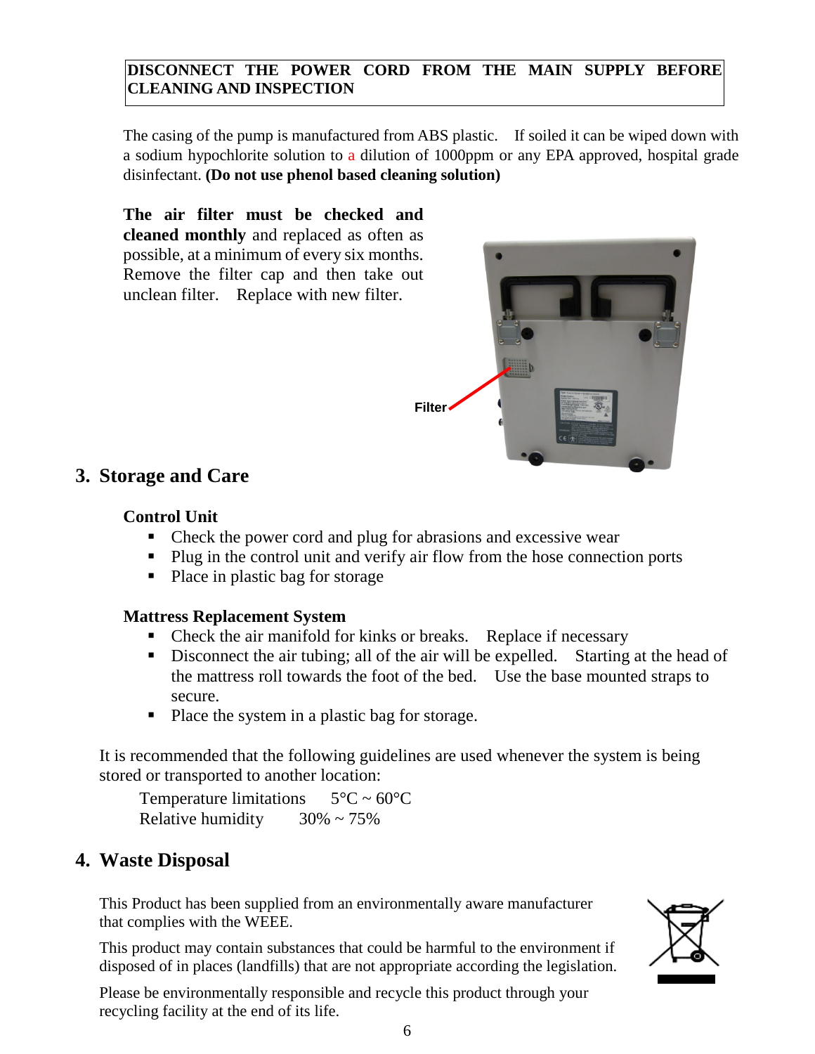**DISCONNECT THE POWER CORD FROM THE MAIN SUPPLY BEFORE CLEANING AND INSPECTION**

The casing of the pump is manufactured from ABS plastic. If soiled it can be wiped down with a sodium hypochlorite solution to a dilution of 1000ppm or any EPA approved, hospital grade disinfectant. **(Do not use phenol based cleaning solution)**

**The air filter must be checked and cleaned monthly** and replaced as often as possible, at a minimum of every six months. Remove the filter cap and then take out unclean filter. Replace with new filter.

Filter

## 3. Storage and Care

### Control Unit

- Check the power cord and plug for abrasions and excessive wear
- Plug in the control unit and verify air flow from the hose connection ports
- Place in plastic bag for storage

### Mattress Replacement System

- Check the air manifold for kinks or breaks. Replace if necessary
- Disconnect the air tubing; all of the air will be expelled. Starting at the head of the mattress roll towards the foot of the bed. Use the base mounted straps to secure.
- Place the system in a plastic bag for storage.

It is recommended that the following guidelines are used whenever the system is being stored or transported to another location:

Temperature limitations 5°C ~ 60°C
Relative humidity 30% ~ 75%

## 4. Waste Disposal

This Product has been supplied from an environmentally aware manufacturer that complies with the WEEE.

This product may contain substances that could be harmful to the environment if disposed of in places (landfills) that are not appropriate according the legislation.

Please be environmentally responsible and recycle this product through your recycling facility at the end of its life.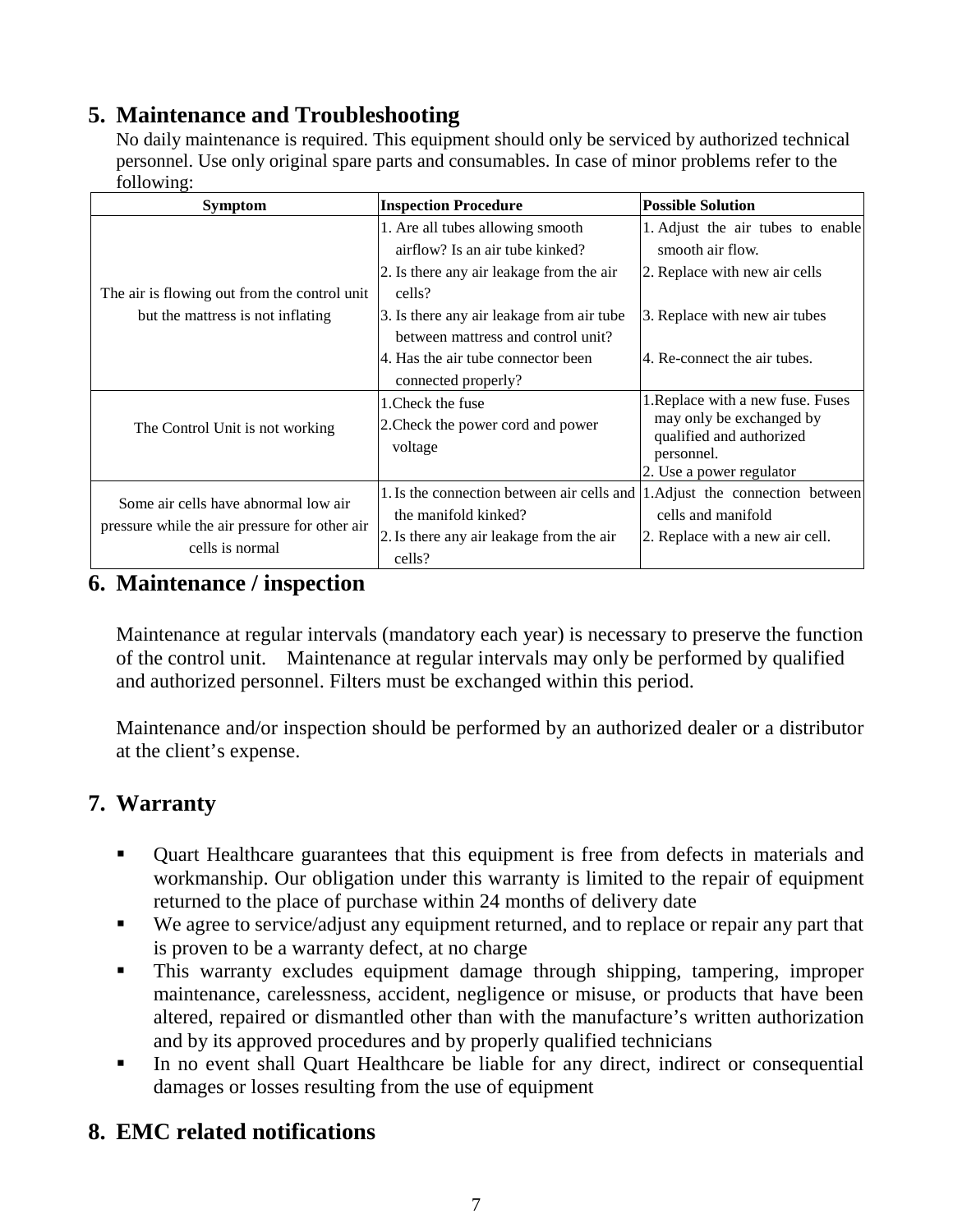## 5. Maintenance and Troubleshooting

No daily maintenance is required. This equipment should only be serviced by authorized technical personnel. Use only original spare parts and consumables. In case of minor problems refer to the following:

| Symptom | Inspection Procedure | Possible Solution |
|---|---|---|
| The air is flowing out from the control unit but the mattress is not inflating | 1. Are all tubes allowing smooth airflow? Is an air tube kinked?<br>2. Is there any air leakage from the air cells?<br>3. Is there any air leakage from air tube between mattress and control unit?<br>4. Has the air tube connector been connected properly? | 1. Adjust the air tubes to enable smooth air flow.<br>2. Replace with new air cells<br>3. Replace with new air tubes<br>4. Re-connect the air tubes. |
| The Control Unit is not working | 1.Check the fuse<br>2.Check the power cord and power voltage | 1.Replace with a new fuse. Fuses may only be exchanged by qualified and authorized personnel.<br>2. Use a power regulator |
| Some air cells have abnormal low air pressure while the air pressure for other air cells is normal | 1. Is the connection between air cells and the manifold kinked?<br>2. Is there any air leakage from the air cells? | 1.Adjust the connection between cells and manifold<br>2. Replace with a new air cell. |

## 6. Maintenance / inspection

Maintenance at regular intervals (mandatory each year) is necessary to preserve the function of the control unit. Maintenance at regular intervals may only be performed by qualified and authorized personnel. Filters must be exchanged within this period.

Maintenance and/or inspection should be performed by an authorized dealer or a distributor at the client's expense.

## 7. Warranty

- Quart Healthcare guarantees that this equipment is free from defects in materials and workmanship. Our obligation under this warranty is limited to the repair of equipment returned to the place of purchase within 24 months of delivery date
- We agree to service/adjust any equipment returned, and to replace or repair any part that is proven to be a warranty defect, at no charge
- This warranty excludes equipment damage through shipping, tampering, improper maintenance, carelessness, accident, negligence or misuse, or products that have been altered, repaired or dismantled other than with the manufacture's written authorization and by its approved procedures and by properly qualified technicians
- In no event shall Quart Healthcare be liable for any direct, indirect or consequential damages or losses resulting from the use of equipment

## 8. EMC related notifications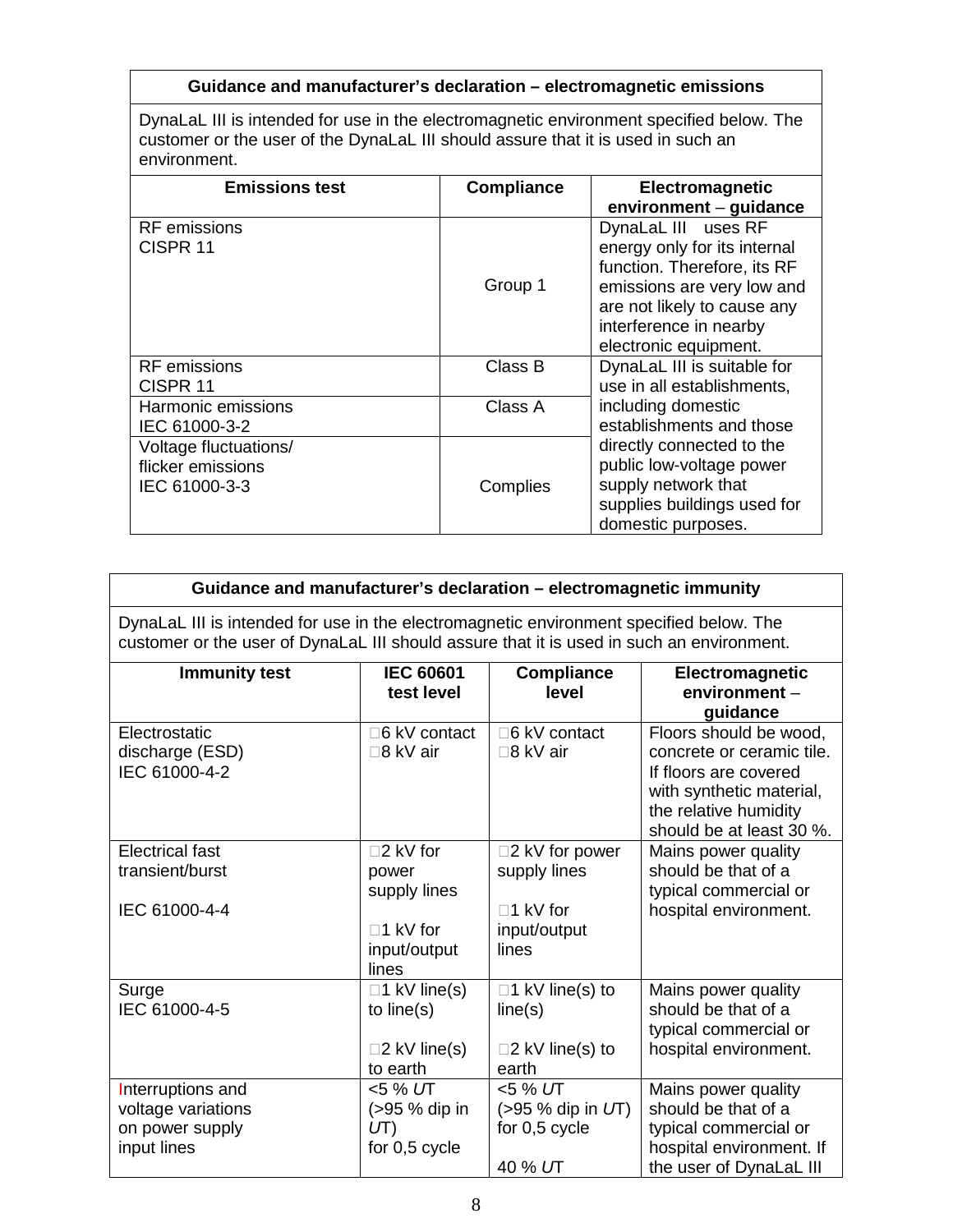| Guidance and manufacturer's declaration – electromagnetic emissions | | |
|---|---|---|
| DynaLaL III is intended for use in the electromagnetic environment specified below. The customer or the user of the DynaLaL III should assure that it is used in such an environment. | | |
| **Emissions test** | **Compliance** | **Electromagnetic environment – guidance** |
| RF emissions<br>CISPR 11 | Group 1 | DynaLaL III uses RF energy only for its internal function. Therefore, its RF emissions are very low and are not likely to cause any interference in nearby electronic equipment. |
| RF emissions<br>CISPR 11 | Class B | DynaLaL III is suitable for use in all establishments, including domestic establishments and those directly connected to the public low-voltage power supply network that supplies buildings used for domestic purposes. |
| Harmonic emissions<br>IEC 61000-3-2 | Class A | |
| Voltage fluctuations/<br>flicker emissions<br>IEC 61000-3-3 | Complies | |

| Guidance and manufacturer's declaration – electromagnetic immunity | | | |
|---|---|---|---|
| DynaLaL III is intended for use in the electromagnetic environment specified below. The customer or the user of DynaLaL III should assure that it is used in such an environment. | | | |
| **Immunity test** | **IEC 60601 test level** | **Compliance level** | **Electromagnetic environment – guidance** |
| Electrostatic discharge (ESD)<br>IEC 61000-4-2 | 6 kV contact<br>8 kV air | 6 kV contact<br>8 kV air | Floors should be wood, concrete or ceramic tile. If floors are covered with synthetic material, the relative humidity should be at least 30 %. |
| Electrical fast transient/burst<br><br>IEC 61000-4-4 | 2 kV for power supply lines<br><br>1 kV for input/output lines | 2 kV for power supply lines<br><br>1 kV for input/output lines | Mains power quality should be that of a typical commercial or hospital environment. |
| Surge<br>IEC 61000-4-5 | 1 kV line(s) to line(s)<br><br>2 kV line(s) to earth | 1 kV line(s) to line(s)<br><br>2 kV line(s) to earth | Mains power quality should be that of a typical commercial or hospital environment. |
| Interruptions and voltage variations on power supply input lines | <5 % *U*T<br>(>95 % dip in *U*T)<br>for 0,5 cycle | <5 % *U*T<br>(>95 % dip in *U*T)<br>for 0,5 cycle<br><br>40 % *U*T | Mains power quality should be that of a typical commercial or hospital environment. If the user of DynaLaL III |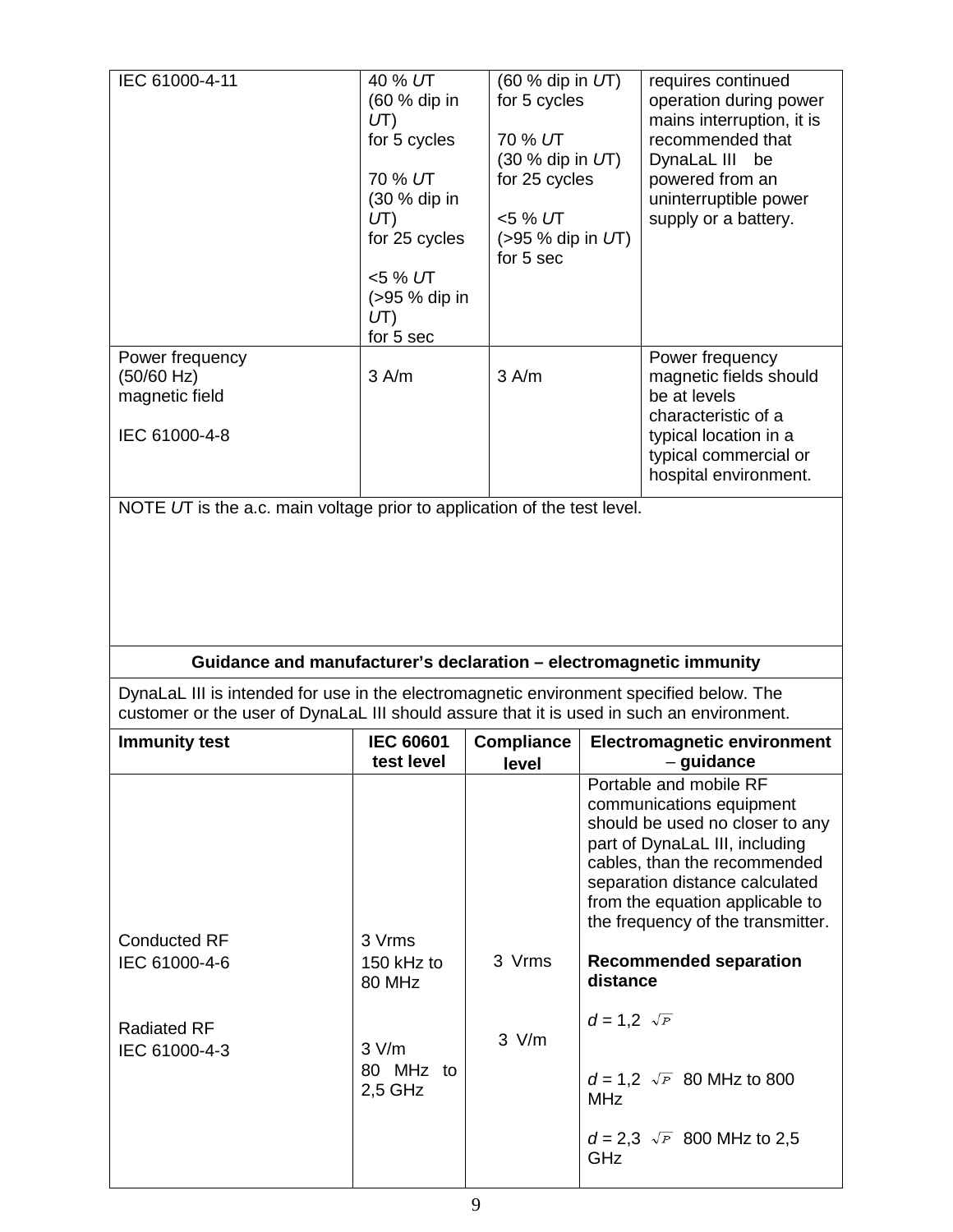| IEC 61000-4-11 | 40 % *U*T<br>(60 % dip in *U*T)<br>for 5 cycles<br><br>70 % *U*T<br>(30 % dip in *U*T)<br>for 25 cycles<br><br><5 % *U*T<br>(>95 % dip in *U*T)<br>for 5 sec | (60 % dip in *U*T)<br>for 5 cycles<br><br>70 % *U*T<br>(30 % dip in *U*T)<br>for 25 cycles<br><br><5 % *U*T<br>(>95 % dip in *U*T)<br>for 5 sec | requires continued operation during power mains interruption, it is recommended that DynaLaL III be powered from an uninterruptible power supply or a battery. |
|---|---|---|---|
| Power frequency (50/60 Hz) magnetic field<br><br>IEC 61000-4-8 | 3 A/m | 3 A/m | Power frequency magnetic fields should be at levels characteristic of a typical location in a typical commercial or hospital environment. |
| NOTE *U*T is the a.c. main voltage prior to application of the test level. | | | |

| **Guidance and manufacturer's declaration – electromagnetic immunity** | | | |
|---|---|---|---|
| DynaLaL III is intended for use in the electromagnetic environment specified below. The customer or the user of DynaLaL III should assure that it is used in such an environment. | | | |
| **Immunity test** | **IEC 60601 test level** | **Compliance level** | **Electromagnetic environment – guidance** |
| Conducted RF<br>IEC 61000-4-6<br><br>Radiated RF<br>IEC 61000-4-3 | 3 Vrms<br>150 kHz to 80 MHz<br><br>3 V/m<br>80 MHz to 2,5 GHz | 3 Vrms<br><br>3 V/m | Portable and mobile RF communications equipment should be used no closer to any part of DynaLaL III, including cables, than the recommended separation distance calculated from the equation applicable to the frequency of the transmitter.<br><br>**Recommended separation distance**<br><br>$d = 1,2 \sqrt{P}$<br><br>$d = 1,2 \sqrt{P}$ 80 MHz to 800 MHz<br><br>$d = 2,3 \sqrt{P}$ 800 MHz to 2,5 GHz |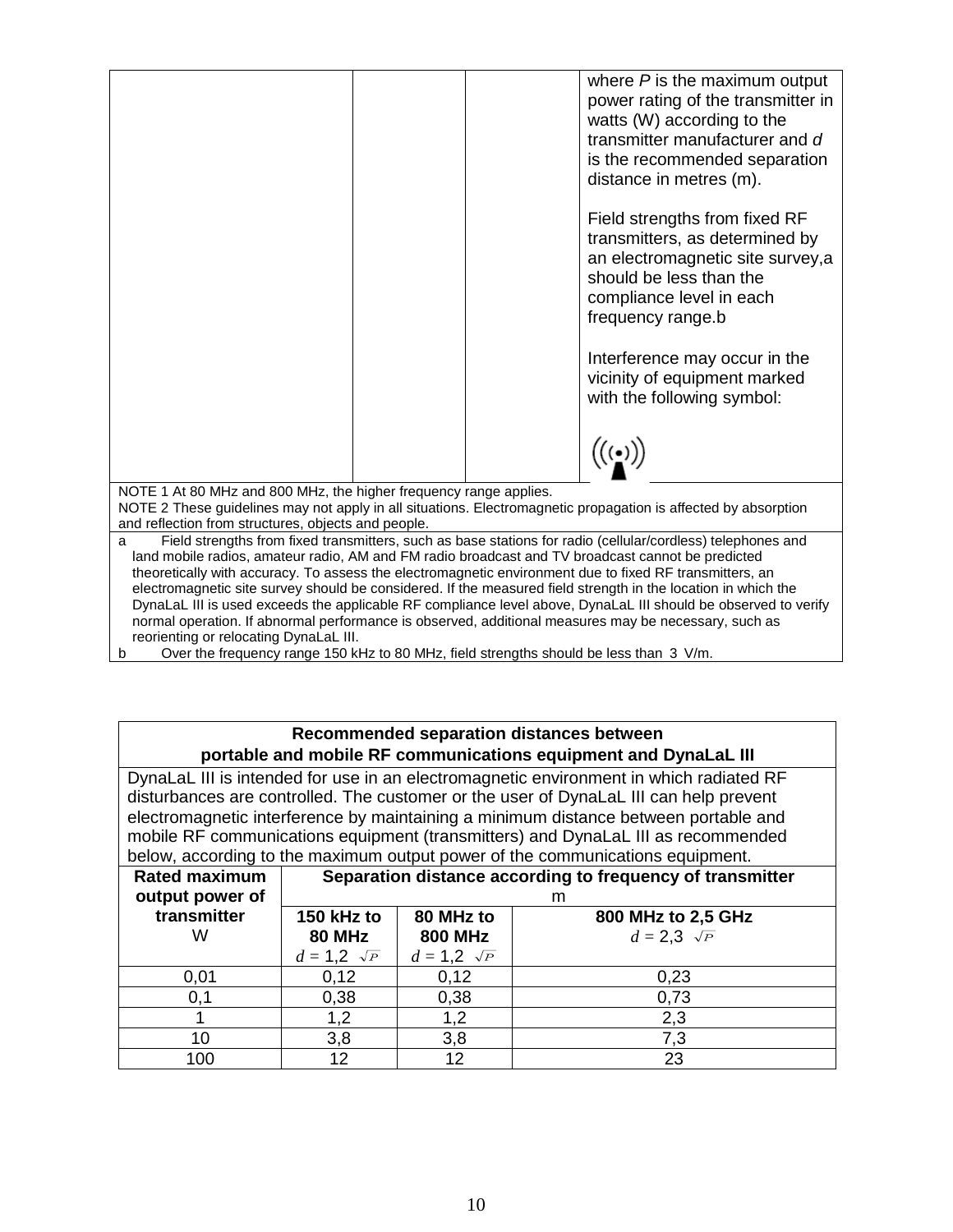| | | | |
|---|---|---|---|
| | | | where $P$ is the maximum output power rating of the transmitter in watts (W) according to the transmitter manufacturer and $d$ is the recommended separation distance in metres (m).<br><br>Field strengths from fixed RF transmitters, as determined by an electromagnetic site survey,a should be less than the compliance level in each frequency range.b<br><br>Interference may occur in the vicinity of equipment marked with the following symbol: |
| NOTE 1 At 80 MHz and 800 MHz, the higher frequency range applies.<br>NOTE 2 These guidelines may not apply in all situations. Electromagnetic propagation is affected by absorption and reflection from structures, objects and people. | | | |
| a Field strengths from fixed transmitters, such as base stations for radio (cellular/cordless) telephones and land mobile radios, amateur radio, AM and FM radio broadcast and TV broadcast cannot be predicted theoretically with accuracy. To assess the electromagnetic environment due to fixed RF transmitters, an electromagnetic site survey should be considered. If the measured field strength in the location in which the DynaLaL III is used exceeds the applicable RF compliance level above, DynaLaL III should be observed to verify normal operation. If abnormal performance is observed, additional measures may be necessary, such as reorienting or relocating DynaLaL III.<br>b Over the frequency range 150 kHz to 80 MHz, field strengths should be less than 3 V/m. | | | |

| **Recommended separation distances between portable and mobile RF communications equipment and DynaLaL III** | | | |
|---|---|---|---|
| DynaLaL III is intended for use in an electromagnetic environment in which radiated RF disturbances are controlled. The customer or the user of DynaLaL III can help prevent electromagnetic interference by maintaining a minimum distance between portable and mobile RF communications equipment (transmitters) and DynaLaL III as recommended below, according to the maximum output power of the communications equipment. | | | |
| **Rated maximum output power of transmitter**<br>W | **Separation distance according to frequency of transmitter**<br>m | | |
| | **150 kHz to 80 MHz**<br>$d = 1,2\sqrt{P}$ | **80 MHz to 800 MHz**<br>$d = 1,2\sqrt{P}$ | **800 MHz to 2,5 GHz**<br>$d = 2,3\sqrt{P}$ |
| 0,01 | 0,12 | 0,12 | 0,23 |
| 0,1 | 0,38 | 0,38 | 0,73 |
| 1 | 1,2 | 1,2 | 2,3 |
| 10 | 3,8 | 3,8 | 7,3 |
| 100 | 12 | 12 | 23 |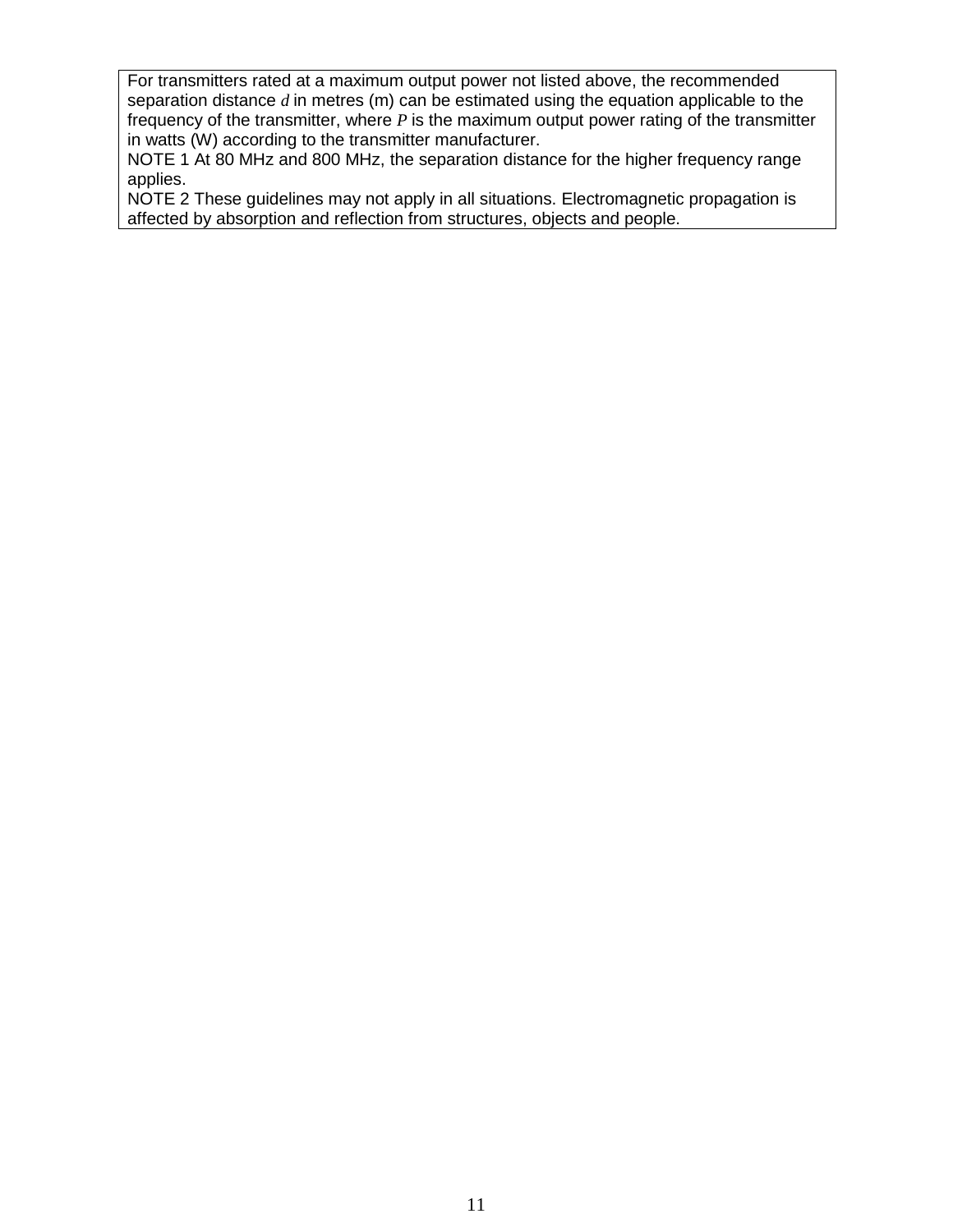For transmitters rated at a maximum output power not listed above, the recommended separation distance $d$ in metres (m) can be estimated using the equation applicable to the frequency of the transmitter, where $P$ is the maximum output power rating of the transmitter in watts (W) according to the transmitter manufacturer.

NOTE 1 At 80 MHz and 800 MHz, the separation distance for the higher frequency range applies.

NOTE 2 These guidelines may not apply in all situations. Electromagnetic propagation is affected by absorption and reflection from structures, objects and people.